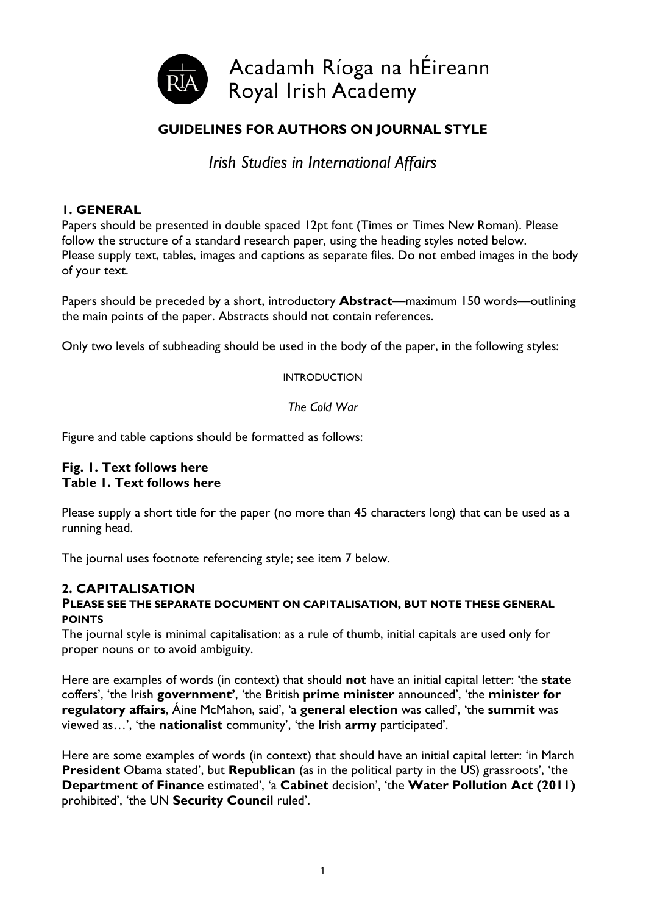Acadamh Ríoga na hÉireann
Royal Irish Academy

# GUIDELINES FOR AUTHORS ON JOURNAL STYLE

*Irish Studies in International Affairs*

## 1. GENERAL

Papers should be presented in double spaced 12pt font (Times or Times New Roman). Please follow the structure of a standard research paper, using the heading styles noted below.
Please supply text, tables, images and captions as separate files. Do not embed images in the body of your text.

Papers should be preceded by a short, introductory **Abstract**—maximum 150 words—outlining the main points of the paper. Abstracts should not contain references.

Only two levels of subheading should be used in the body of the paper, in the following styles:

INTRODUCTION

*The Cold War*

Figure and table captions should be formatted as follows:

**Fig. 1. Text follows here**
**Table 1. Text follows here**

Please supply a short title for the paper (no more than 45 characters long) that can be used as a running head.

The journal uses footnote referencing style; see item 7 below.

## 2. CAPITALISATION

**PLEASE SEE THE SEPARATE DOCUMENT ON CAPITALISATION, BUT NOTE THESE GENERAL POINTS**

The journal style is minimal capitalisation: as a rule of thumb, initial capitals are used only for proper nouns or to avoid ambiguity.

Here are examples of words (in context) that should **not** have an initial capital letter: 'the **state** coffers', 'the Irish **government'**, 'the British **prime minister** announced', 'the **minister for regulatory affairs**, Áine McMahon, said', 'a **general election** was called', 'the **summit** was viewed as…', 'the **nationalist** community', 'the Irish **army** participated'.

Here are some examples of words (in context) that should have an initial capital letter: 'in March **President** Obama stated', but **Republican** (as in the political party in the US) grassroots', 'the **Department of Finance** estimated', 'a **Cabinet** decision', 'the **Water Pollution Act (2011)** prohibited', 'the UN **Security Council** ruled'.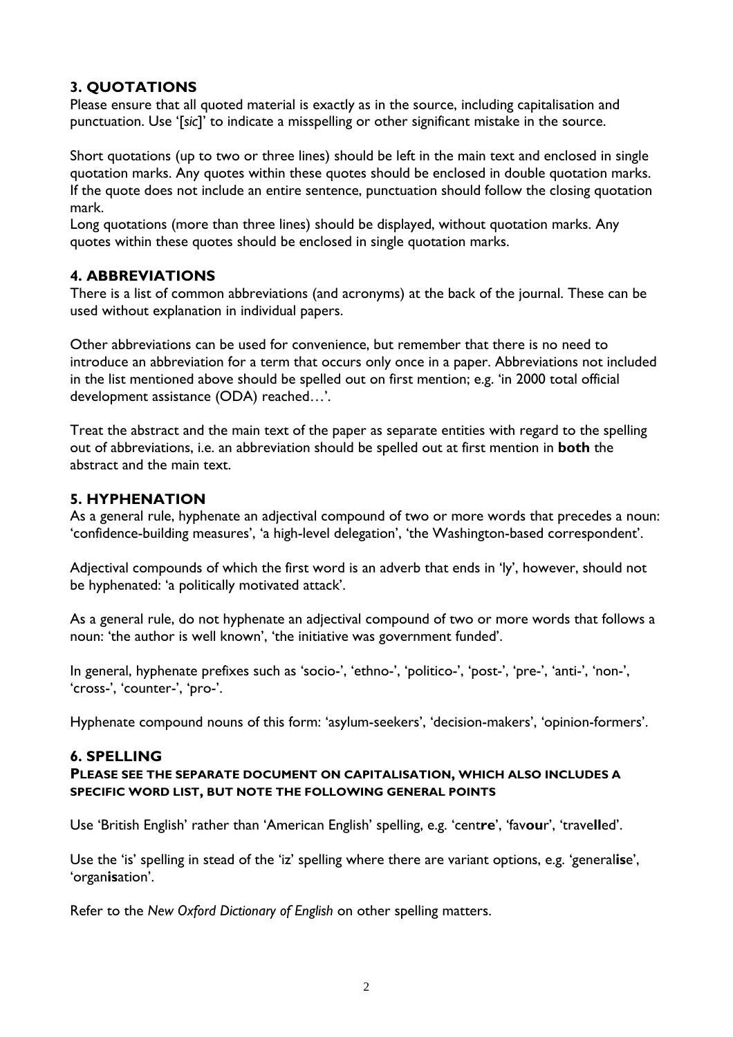## 3. QUOTATIONS

Please ensure that all quoted material is exactly as in the source, including capitalisation and punctuation. Use '[*sic*]' to indicate a misspelling or other significant mistake in the source.

Short quotations (up to two or three lines) should be left in the main text and enclosed in single quotation marks. Any quotes within these quotes should be enclosed in double quotation marks. If the quote does not include an entire sentence, punctuation should follow the closing quotation mark.

Long quotations (more than three lines) should be displayed, without quotation marks. Any quotes within these quotes should be enclosed in single quotation marks.

## 4. ABBREVIATIONS

There is a list of common abbreviations (and acronyms) at the back of the journal. These can be used without explanation in individual papers.

Other abbreviations can be used for convenience, but remember that there is no need to introduce an abbreviation for a term that occurs only once in a paper. Abbreviations not included in the list mentioned above should be spelled out on first mention; e.g. 'in 2000 total official development assistance (ODA) reached…'.

Treat the abstract and the main text of the paper as separate entities with regard to the spelling out of abbreviations, i.e. an abbreviation should be spelled out at first mention in **both** the abstract and the main text.

## 5. HYPHENATION

As a general rule, hyphenate an adjectival compound of two or more words that precedes a noun: 'confidence-building measures', 'a high-level delegation', 'the Washington-based correspondent'.

Adjectival compounds of which the first word is an adverb that ends in 'ly', however, should not be hyphenated: 'a politically motivated attack'.

As a general rule, do not hyphenate an adjectival compound of two or more words that follows a noun: 'the author is well known', 'the initiative was government funded'.

In general, hyphenate prefixes such as 'socio-', 'ethno-', 'politico-', 'post-', 'pre-', 'anti-', 'non-', 'cross-', 'counter-', 'pro-'.

Hyphenate compound nouns of this form: 'asylum-seekers', 'decision-makers', 'opinion-formers'.

## 6. SPELLING

**PLEASE SEE THE SEPARATE DOCUMENT ON CAPITALISATION, WHICH ALSO INCLUDES A SPECIFIC WORD LIST, BUT NOTE THE FOLLOWING GENERAL POINTS**

Use 'British English' rather than 'American English' spelling, e.g. 'cent**re**', 'fav**ou**r', 'trave**ll**ed'.

Use the 'is' spelling in stead of the 'iz' spelling where there are variant options, e.g. 'general**is**e', 'organ**is**ation'.

Refer to the *New Oxford Dictionary of English* on other spelling matters.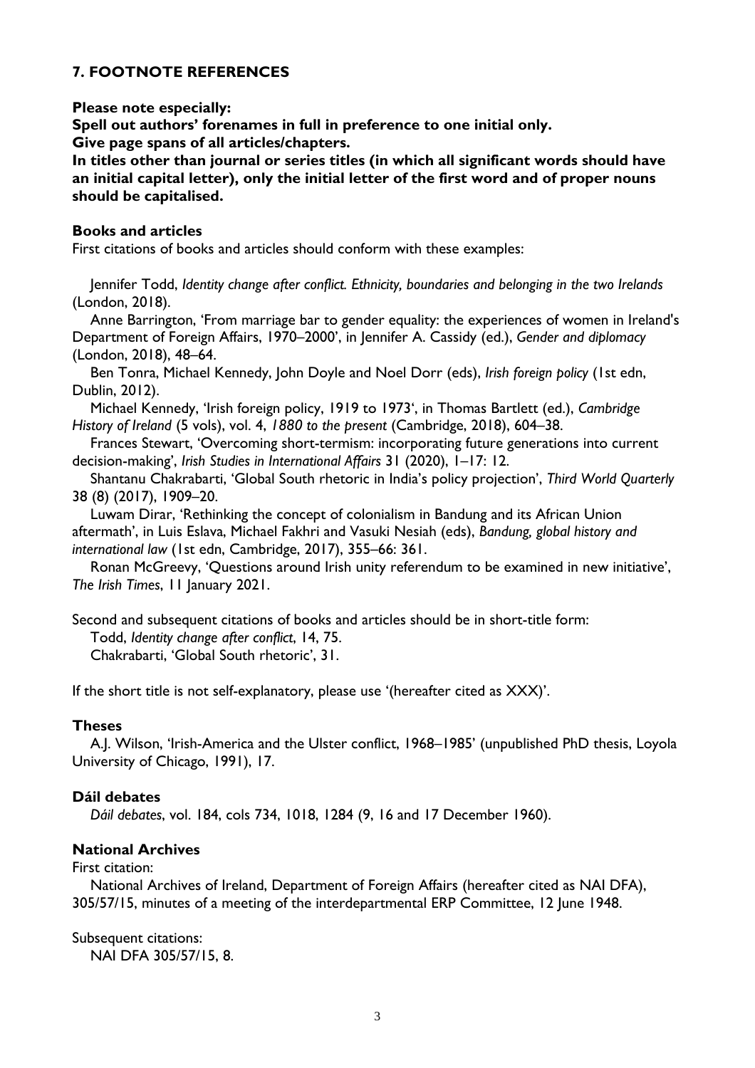## 7. FOOTNOTE REFERENCES

**Please note especially:**
**Spell out authors' forenames in full in preference to one initial only.**
**Give page spans of all articles/chapters.**
**In titles other than journal or series titles (in which all significant words should have an initial capital letter), only the initial letter of the first word and of proper nouns should be capitalised.**

### Books and articles

First citations of books and articles should conform with these examples:

Jennifer Todd, *Identity change after conflict. Ethnicity, boundaries and belonging in the two Irelands* (London, 2018).

Anne Barrington, 'From marriage bar to gender equality: the experiences of women in Ireland's Department of Foreign Affairs, 1970–2000', in Jennifer A. Cassidy (ed.), *Gender and diplomacy* (London, 2018), 48–64.

Ben Tonra, Michael Kennedy, John Doyle and Noel Dorr (eds), *Irish foreign policy* (1st edn, Dublin, 2012).

Michael Kennedy, 'Irish foreign policy, 1919 to 1973', in Thomas Bartlett (ed.), *Cambridge History of Ireland* (5 vols), vol. 4, *1880 to the present* (Cambridge, 2018), 604–38.

Frances Stewart, 'Overcoming short-termism: incorporating future generations into current decision-making', *Irish Studies in International Affairs* 31 (2020), 1–17: 12.

Shantanu Chakrabarti, 'Global South rhetoric in India's policy projection', *Third World Quarterly* 38 (8) (2017), 1909–20.

Luwam Dirar, 'Rethinking the concept of colonialism in Bandung and its African Union aftermath', in Luis Eslava, Michael Fakhri and Vasuki Nesiah (eds), *Bandung, global history and international law* (1st edn, Cambridge, 2017), 355–66: 361.

Ronan McGreevy, 'Questions around Irish unity referendum to be examined in new initiative', *The Irish Times*, 11 January 2021.

Second and subsequent citations of books and articles should be in short-title form:

Todd, *Identity change after conflict*, 14, 75.

Chakrabarti, 'Global South rhetoric', 31.

If the short title is not self-explanatory, please use '(hereafter cited as XXX)'.

### Theses

A.J. Wilson, 'Irish-America and the Ulster conflict, 1968–1985' (unpublished PhD thesis, Loyola University of Chicago, 1991), 17.

### Dáil debates

*Dáil debates*, vol. 184, cols 734, 1018, 1284 (9, 16 and 17 December 1960).

### National Archives

First citation:

National Archives of Ireland, Department of Foreign Affairs (hereafter cited as NAI DFA), 305/57/15, minutes of a meeting of the interdepartmental ERP Committee, 12 June 1948.

Subsequent citations:

NAI DFA 305/57/15, 8.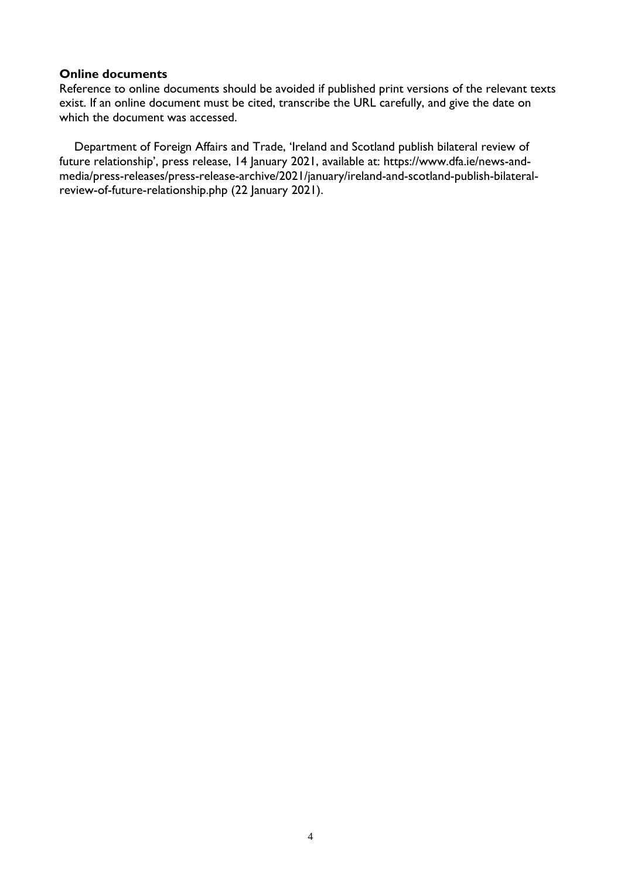**Online documents**

Reference to online documents should be avoided if published print versions of the relevant texts exist. If an online document must be cited, transcribe the URL carefully, and give the date on which the document was accessed.

Department of Foreign Affairs and Trade, 'Ireland and Scotland publish bilateral review of future relationship', press release, 14 January 2021, available at: https://www.dfa.ie/news-and-media/press-releases/press-release-archive/2021/january/ireland-and-scotland-publish-bilateral-review-of-future-relationship.php (22 January 2021).